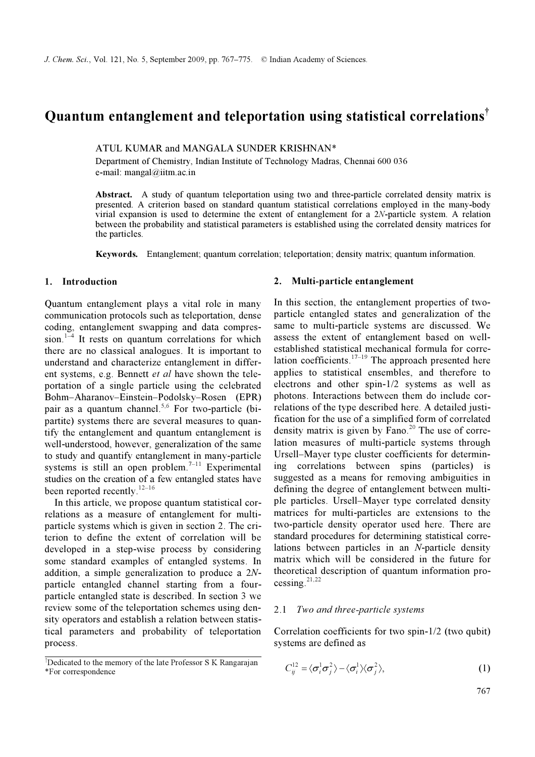# Quantum entanglement and teleportation using statistical correlations[†]

ATUL KUMAR and MANGALA SUNDER KRISHNAN*

Department of Chemistry, Indian Institute of Technology Madras, Chennai 600 036

e-mail: mangal@iitm.ac.in

**Abstract.** A study of quantum teleportation using two and three-particle correlated density matrix is presented. A criterion based on standard quantum statistical correlations employed in the many-body virial expansion is used to determine the extent of entanglement for a 2*N*-particle system. A relation between the probability and statistical parameters is established using the correlated density matrices for the particles.

**Keywords.** Entanglement; quantum correlation; teleportation; density matrix; quantum information.

## 1. Introduction

Quantum entanglement plays a vital role in many communication protocols such as teleportation, dense coding, entanglement swapping and data compression.[1–4] It rests on quantum correlations for which there are no classical analogues. It is important to understand and characterize entanglement in different systems, e.g. Bennett *et al* have shown the teleportation of a single particle using the celebrated Bohm–Aharanov–Einstein–Podolsky–Rosen (EPR) pair as a quantum channel.[5,6] For two-particle (bipartite) systems there are several measures to quantify the entanglement and quantum entanglement is well-understood, however, generalization of the same to study and quantify entanglement in many-particle systems is still an open problem.[7–11] Experimental studies on the creation of a few entangled states have been reported recently.[12–16]

In this article, we propose quantum statistical correlations as a measure of entanglement for multi-particle systems which is given in section 2. The criterion to define the extent of correlation will be developed in a step-wise process by considering some standard examples of entangled systems. In addition, a simple generalization to produce a 2*N*-particle entangled channel starting from a four-particle entangled state is described. In section 3 we review some of the teleportation schemes using density operators and establish a relation between statistical parameters and probability of teleportation process.

## 2. Multi-particle entanglement

In this section, the entanglement properties of two-particle entangled states and generalization of the same to multi-particle systems are discussed. We assess the extent of entanglement based on well-established statistical mechanical formula for correlation coefficients.[17–19] The approach presented here applies to statistical ensembles, and therefore to electrons and other spin-1/2 systems as well as photons. Interactions between them do include correlations of the type described here. A detailed justification for the use of a simplified form of correlated density matrix is given by Fano.[20] The use of correlation measures of multi-particle systems through Ursell–Mayer type cluster coefficients for determining correlations between spins (particles) is suggested as a means for removing ambiguities in defining the degree of entanglement between multiple particles. Ursell–Mayer type correlated density matrices for multi-particles are extensions to the two-particle density operator used here. There are standard procedures for determining statistical correlations between particles in an *N*-particle density matrix which will be considered in the future for theoretical description of quantum information processing.[21,22]

### 2.1 *Two and three-particle systems*

Correlation coefficients for two spin-1/2 (two qubit) systems are defined as

$$C_{ij}^{12} = \langle \sigma_i^1 \sigma_j^2 \rangle - \langle \sigma_i^1 \rangle \langle \sigma_j^2 \rangle, \tag{1}$$

[†]Dedicated to the memory of the late Professor S K Rangarajan

*For correspondence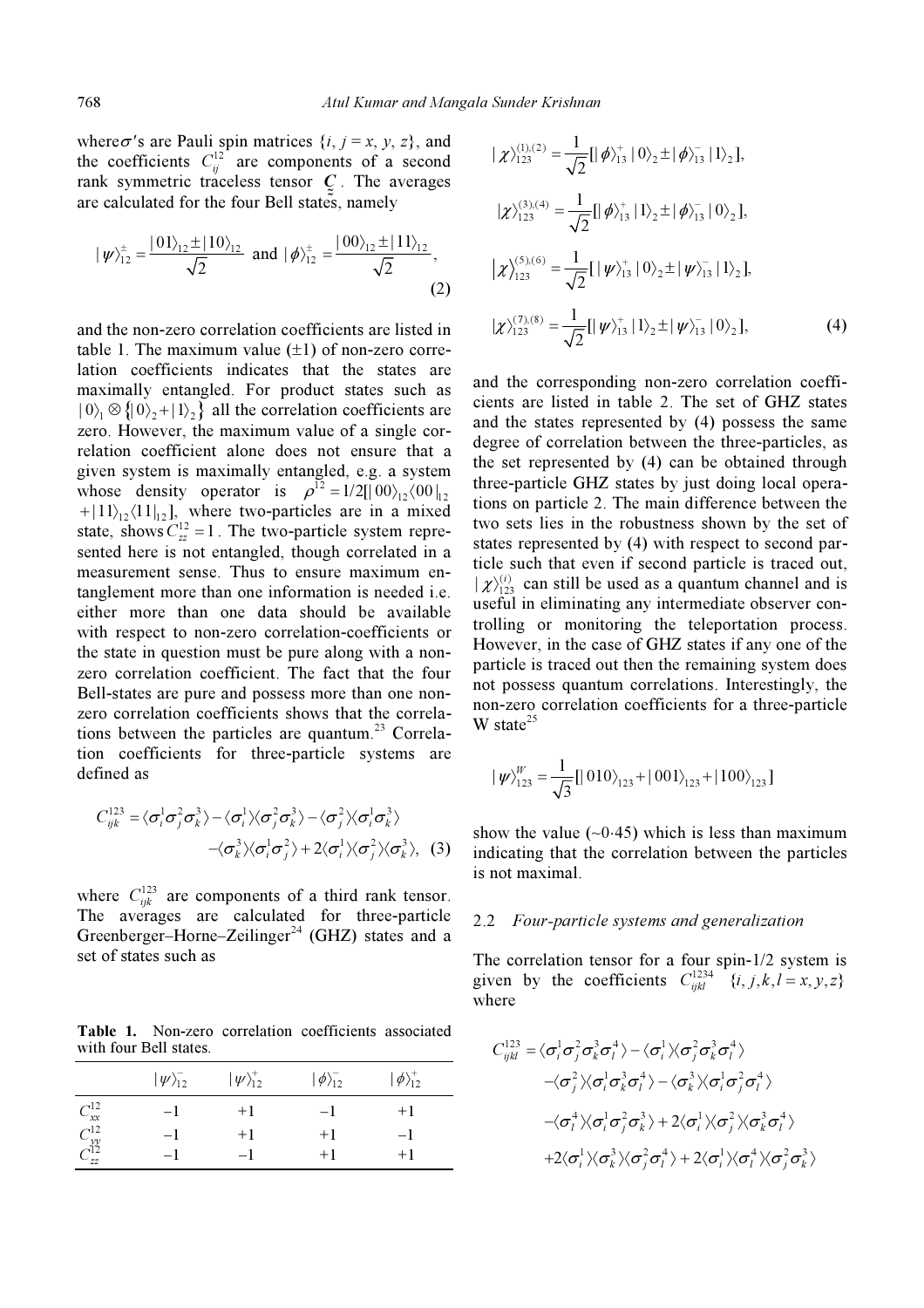where $\sigma$'s are Pauli spin matrices $\{i, j = x, y, z\}$, and the coefficients $C_{ij}^{12}$ are components of a second rank symmetric traceless tensor $\underset{\approx}{C}$. The averages are calculated for the four Bell states, namely

$$|\psi\rangle_{12}^{\pm} = \frac{|01\rangle_{12} \pm |10\rangle_{12}}{\sqrt{2}} \text{ and } |\phi\rangle_{12}^{\pm} = \frac{|00\rangle_{12} \pm |11\rangle_{12}}{\sqrt{2}}, \tag{2}$$

and the non-zero correlation coefficients are listed in table 1. The maximum value ($\pm 1$) of non-zero correlation coefficients indicates that the states are maximally entangled. For product states such as $|0\rangle_1 \otimes \{|0\rangle_2 + |1\rangle_2\}$ all the correlation coefficients are zero. However, the maximum value of a single correlation coefficient alone does not ensure that a given system is maximally entangled, e.g. a system whose density operator is $\rho^{12} = 1/2[|00\rangle_{12}\langle 00|_{12} + |11\rangle_{12}\langle 11|_{12}]$, where two-particles are in a mixed state, shows $C_{zz}^{12} = 1$. The two-particle system represented here is not entangled, though correlated in a measurement sense. Thus to ensure maximum entanglement more than one information is needed i.e. either more than one data should be available with respect to non-zero correlation-coefficients or the state in question must be pure along with a non-zero correlation coefficient. The fact that the four Bell-states are pure and possess more than one non-zero correlation coefficients shows that the correlations between the particles are quantum.[23] Correlation coefficients for three-particle systems are defined as

$$C_{ijk}^{123} = \langle \sigma_i^1 \sigma_j^2 \sigma_k^3 \rangle - \langle \sigma_i^1 \rangle \langle \sigma_j^2 \sigma_k^3 \rangle - \langle \sigma_j^2 \rangle \langle \sigma_i^1 \sigma_k^3 \rangle - \langle \sigma_k^3 \rangle \langle \sigma_i^1 \sigma_j^2 \rangle + 2\langle \sigma_i^1 \rangle \langle \sigma_j^2 \rangle \langle \sigma_k^3 \rangle, \tag{3}$$

where $C_{ijk}^{123}$ are components of a third rank tensor. The averages are calculated for three-particle Greenberger–Horne–Zeilinger[24] (GHZ) states and a set of states such as

**Table 1.** Non-zero correlation coefficients associated with four Bell states.

| | $\vert\psi\rangle_{12}^{-}$ | $\vert\psi\rangle_{12}^{+}$ | $\vert\phi\rangle_{12}^{-}$ | $\vert\phi\rangle_{12}^{+}$ |
|---|---|---|---|---|
| $C_{xx}^{12}$ | $-1$ | $+1$ | $-1$ | $+1$ |
| $C_{yy}^{12}$ | $-1$ | $+1$ | $+1$ | $-1$ |
| $C_{zz}^{12}$ | $-1$ | $-1$ | $+1$ | $+1$ |

$$|\chi\rangle_{123}^{(1),(2)} = \frac{1}{\sqrt{2}}[|\phi\rangle_{13}^{+}|0\rangle_2 \pm |\phi\rangle_{13}^{-}|1\rangle_2],$$

$$|\chi\rangle_{123}^{(3),(4)} = \frac{1}{\sqrt{2}}[|\phi\rangle_{13}^{+}|1\rangle_2 \pm |\phi\rangle_{13}^{-}|0\rangle_2],$$

$$|\chi\rangle_{123}^{(5),(6)} = \frac{1}{\sqrt{2}}[|\psi\rangle_{13}^{+}|0\rangle_2 \pm |\psi\rangle_{13}^{-}|1\rangle_2],$$

$$|\chi\rangle_{123}^{(7),(8)} = \frac{1}{\sqrt{2}}[|\psi\rangle_{13}^{+}|1\rangle_2 \pm |\psi\rangle_{13}^{-}|0\rangle_2], \tag{4}$$

and the corresponding non-zero correlation coefficients are listed in table 2. The set of GHZ states and the states represented by (4) possess the same degree of correlation between the three-particles, as the set represented by (4) can be obtained through three-particle GHZ states by just doing local operations on particle 2. The main difference between the two sets lies in the robustness shown by the set of states represented by (4) with respect to second particle such that even if second particle is traced out, $|\chi\rangle_{123}^{(i)}$ can still be used as a quantum channel and is useful in eliminating any intermediate observer controlling or monitoring the teleportation process. However, in the case of GHZ states if any one of the particle is traced out then the remaining system does not possess quantum correlations. Interestingly, the non-zero correlation coefficients for a three-particle W state[25]

$$|\psi\rangle_{123}^{W} = \frac{1}{\sqrt{3}}[|010\rangle_{123} + |001\rangle_{123} + |100\rangle_{123}]$$

show the value (~0·45) which is less than maximum indicating that the correlation between the particles is not maximal.

### 2.2 *Four-particle systems and generalization*

The correlation tensor for a four spin-1/2 system is given by the coefficients $C_{ijkl}^{1234}$ $\{i, j, k, l = x, y, z\}$ where

$$\begin{aligned} C_{ijkl}^{123} = {} & \langle \sigma_i^1 \sigma_j^2 \sigma_k^3 \sigma_l^4 \rangle - \langle \sigma_i^1 \rangle \langle \sigma_j^2 \sigma_k^3 \sigma_l^4 \rangle \\ & - \langle \sigma_j^2 \rangle \langle \sigma_i^1 \sigma_k^3 \sigma_l^4 \rangle - \langle \sigma_k^3 \rangle \langle \sigma_i^1 \sigma_j^2 \sigma_l^4 \rangle \\ & - \langle \sigma_l^4 \rangle \langle \sigma_i^1 \sigma_j^2 \sigma_k^3 \rangle + 2\langle \sigma_i^1 \rangle \langle \sigma_j^2 \rangle \langle \sigma_k^3 \sigma_l^4 \rangle \\ & + 2\langle \sigma_i^1 \rangle \langle \sigma_k^3 \rangle \langle \sigma_j^2 \sigma_l^4 \rangle + 2\langle \sigma_i^1 \rangle \langle \sigma_l^4 \rangle \langle \sigma_j^2 \sigma_k^3 \rangle \end{aligned}$$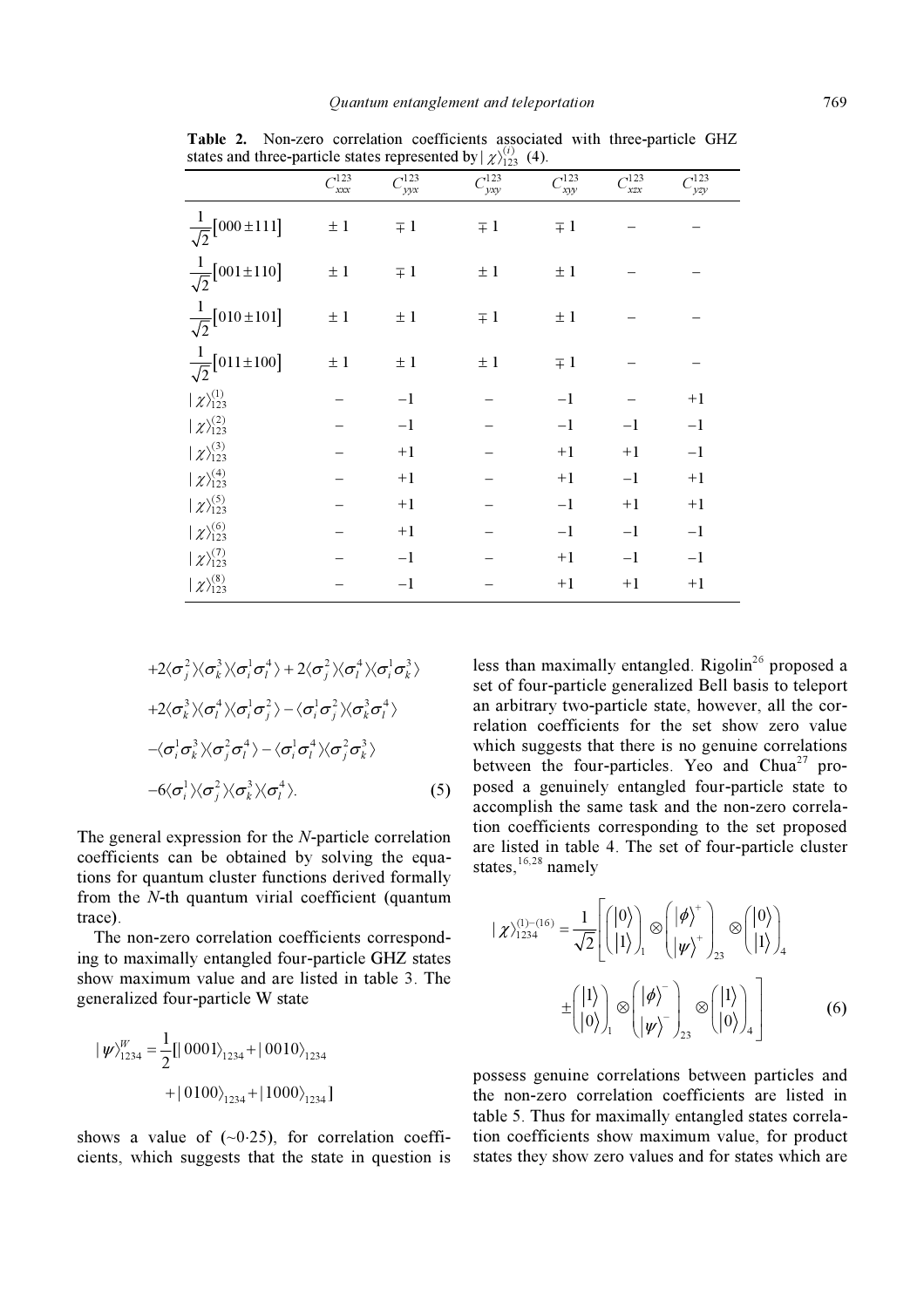**Table 2.** Non-zero correlation coefficients associated with three-particle GHZ states and three-particle states represented by $|\chi\rangle_{123}^{(i)}$ (4).

| | $C_{xxx}^{123}$ | $C_{yyx}^{123}$ | $C_{yxy}^{123}$ | $C_{xyy}^{123}$ | $C_{xzx}^{123}$ | $C_{yzy}^{123}$ |
|---|---|---|---|---|---|---|
| $\frac{1}{\sqrt{2}}[000 \pm 111]$ | $\pm 1$ | $\mp 1$ | $\mp 1$ | $\mp 1$ | – | – |
| $\frac{1}{\sqrt{2}}[001 \pm 110]$ | $\pm 1$ | $\mp 1$ | $\pm 1$ | $\pm 1$ | – | – |
| $\frac{1}{\sqrt{2}}[010 \pm 101]$ | $\pm 1$ | $\pm 1$ | $\mp 1$ | $\pm 1$ | – | – |
| $\frac{1}{\sqrt{2}}[011 \pm 100]$ | $\pm 1$ | $\pm 1$ | $\pm 1$ | $\mp 1$ | – | – |
| $\vert\chi\rangle_{123}^{(1)}$ | – | $-1$ | – | $-1$ | – | $+1$ |
| $\vert\chi\rangle_{123}^{(2)}$ | – | $-1$ | – | $-1$ | $-1$ | $-1$ |
| $\vert\chi\rangle_{123}^{(3)}$ | – | $+1$ | – | $+1$ | $+1$ | $-1$ |
| $\vert\chi\rangle_{123}^{(4)}$ | – | $+1$ | – | $+1$ | $-1$ | $+1$ |
| $\vert\chi\rangle_{123}^{(5)}$ | – | $+1$ | – | $-1$ | $+1$ | $+1$ |
| $\vert\chi\rangle_{123}^{(6)}$ | – | $+1$ | – | $-1$ | $-1$ | $-1$ |
| $\vert\chi\rangle_{123}^{(7)}$ | – | $-1$ | – | $+1$ | $-1$ | $-1$ |
| $\vert\chi\rangle_{123}^{(8)}$ | – | $-1$ | – | $+1$ | $+1$ | $+1$ |

$$
\begin{aligned}
&+2\langle\sigma_j^2\rangle\langle\sigma_k^3\rangle\langle\sigma_i^1\sigma_l^4\rangle+2\langle\sigma_j^2\rangle\langle\sigma_l^4\rangle\langle\sigma_i^1\sigma_k^3\rangle\\
&+2\langle\sigma_k^3\rangle\langle\sigma_l^4\rangle\langle\sigma_i^1\sigma_j^2\rangle-\langle\sigma_i^1\sigma_j^2\rangle\langle\sigma_k^3\sigma_l^4\rangle\\
&-\langle\sigma_i^1\sigma_k^3\rangle\langle\sigma_j^2\sigma_l^4\rangle-\langle\sigma_i^1\sigma_l^4\rangle\langle\sigma_j^2\sigma_k^3\rangle\\
&-6\langle\sigma_i^1\rangle\langle\sigma_j^2\rangle\langle\sigma_k^3\rangle\langle\sigma_l^4\rangle. \qquad (5)
\end{aligned}
$$

The general expression for the $N$-particle correlation coefficients can be obtained by solving the equations for quantum cluster functions derived formally from the $N$-th quantum virial coefficient (quantum trace).

The non-zero correlation coefficients corresponding to maximally entangled four-particle GHZ states show maximum value and are listed in table 3. The generalized four-particle W state

$$
|\psi\rangle_{1234}^{W}=\frac{1}{2}[|0001\rangle_{1234}+|0010\rangle_{1234}+|0100\rangle_{1234}+|1000\rangle_{1234}]
$$

shows a value of (~0·25), for correlation coefficients, which suggests that the state in question is less than maximally entangled. Rigolin[26] proposed a set of four-particle generalized Bell basis to teleport an arbitrary two-particle state, however, all the correlation coefficients for the set show zero value which suggests that there is no genuine correlations between the four-particles. Yeo and Chua[27] proposed a genuinely entangled four-particle state to accomplish the same task and the non-zero correlation coefficients corresponding to the set proposed are listed in table 4. The set of four-particle cluster states,[16,28] namely

$$
|\chi\rangle_{1234}^{(1)-(16)}=\frac{1}{\sqrt{2}}\left[\begin{pmatrix}|0\rangle\\|1\rangle\end{pmatrix}_1\otimes\begin{pmatrix}|\phi\rangle^{+}\\|\psi\rangle^{+}\end{pmatrix}_{23}\otimes\begin{pmatrix}|0\rangle\\|1\rangle\end{pmatrix}_4\right.
\left.\pm\begin{pmatrix}|1\rangle\\|0\rangle\end{pmatrix}_1\otimes\begin{pmatrix}|\phi\rangle^{-}\\|\psi\rangle^{-}\end{pmatrix}_{23}\otimes\begin{pmatrix}|1\rangle\\|0\rangle\end{pmatrix}_4\right] \qquad (6)
$$

possess genuine correlations between particles and the non-zero correlation coefficients are listed in table 5. Thus for maximally entangled states correlation coefficients show maximum value, for product states they show zero values and for states which are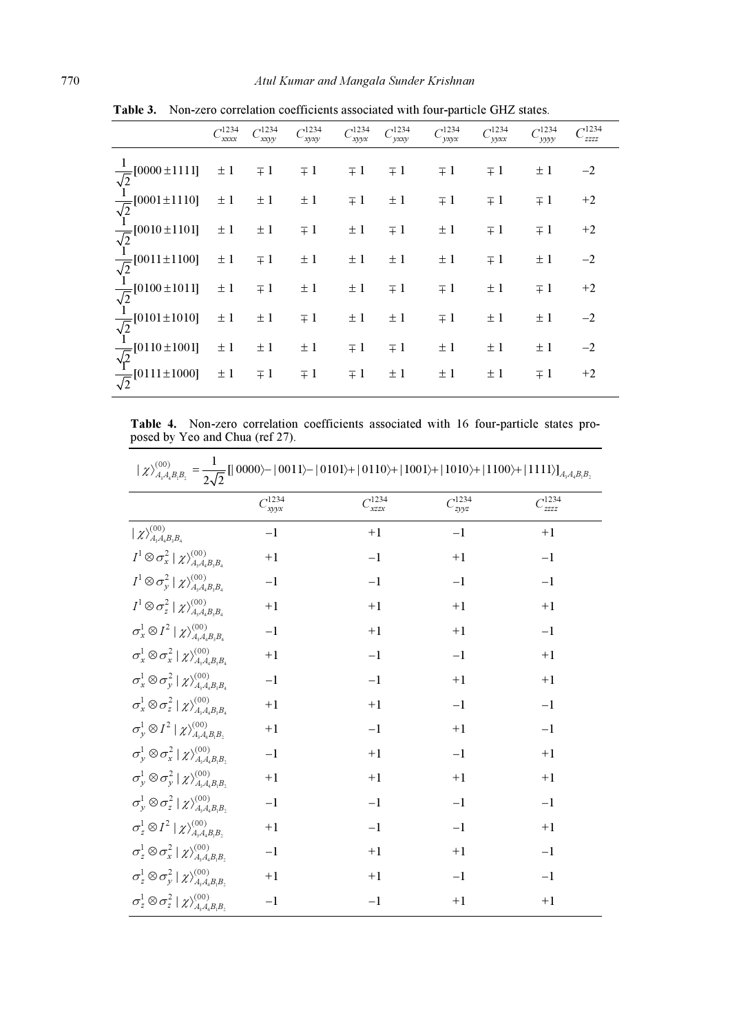**Table 3.** Non-zero correlation coefficients associated with four-particle GHZ states.

| | $C_{xxxx}^{1234}$ | $C_{xxyy}^{1234}$ | $C_{xyxy}^{1234}$ | $C_{xyyx}^{1234}$ | $C_{yxxy}^{1234}$ | $C_{yxyx}^{1234}$ | $C_{yyxx}^{1234}$ | $C_{yyyy}^{1234}$ | $C_{zzzz}^{1234}$ |
|---|---|---|---|---|---|---|---|---|---|
| $\frac{1}{\sqrt{2}}[0000 \pm 1111]$ | $\pm 1$ | $\mp 1$ | $\mp 1$ | $\mp 1$ | $\mp 1$ | $\mp 1$ | $\mp 1$ | $\pm 1$ | $-2$ |
| $\frac{1}{\sqrt{2}}[0001 \pm 1110]$ | $\pm 1$ | $\pm 1$ | $\pm 1$ | $\mp 1$ | $\pm 1$ | $\mp 1$ | $\mp 1$ | $\mp 1$ | $+2$ |
| $\frac{1}{\sqrt{2}}[0010 \pm 1101]$ | $\pm 1$ | $\pm 1$ | $\mp 1$ | $\pm 1$ | $\mp 1$ | $\pm 1$ | $\mp 1$ | $\mp 1$ | $+2$ |
| $\frac{1}{\sqrt{2}}[0011 \pm 1100]$ | $\pm 1$ | $\mp 1$ | $\pm 1$ | $\pm 1$ | $\pm 1$ | $\pm 1$ | $\mp 1$ | $\pm 1$ | $-2$ |
| $\frac{1}{\sqrt{2}}[0100 \pm 1011]$ | $\pm 1$ | $\mp 1$ | $\pm 1$ | $\pm 1$ | $\mp 1$ | $\mp 1$ | $\pm 1$ | $\mp 1$ | $+2$ |
| $\frac{1}{\sqrt{2}}[0101 \pm 1010]$ | $\pm 1$ | $\pm 1$ | $\mp 1$ | $\pm 1$ | $\pm 1$ | $\mp 1$ | $\pm 1$ | $\pm 1$ | $-2$ |
| $\frac{1}{\sqrt{2}}[0110 \pm 1001]$ | $\pm 1$ | $\pm 1$ | $\pm 1$ | $\mp 1$ | $\mp 1$ | $\pm 1$ | $\pm 1$ | $\pm 1$ | $-2$ |
| $\frac{1}{\sqrt{2}}[0111 \pm 1000]$ | $\pm 1$ | $\mp 1$ | $\mp 1$ | $\mp 1$ | $\pm 1$ | $\pm 1$ | $\pm 1$ | $\mp 1$ | $+2$ |

**Table 4.** Non-zero correlation coefficients associated with 16 four-particle states proposed by Yeo and Chua (ref 27).

$$|\chi\rangle_{A_3A_4B_1B_2}^{(00)} = \frac{1}{2\sqrt{2}}[|0000\rangle - |0011\rangle - |0101\rangle + |0110\rangle + |1001\rangle + |1010\rangle + |1100\rangle + |1111\rangle]_{A_3A_4B_1B_2}$$

| | $C_{xyyx}^{1234}$ | $C_{xzzx}^{1234}$ | $C_{zyyz}^{1234}$ | $C_{zzzz}^{1234}$ |
|---|---|---|---|---|
| $\|\chi\rangle_{A_3A_4B_1B_2}^{(00)}$ | $-1$ | $+1$ | $-1$ | $+1$ |
| $I^1 \otimes \sigma_x^2 \|\chi\rangle_{A_3A_4B_1B_2}^{(00)}$ | $+1$ | $-1$ | $+1$ | $-1$ |
| $I^1 \otimes \sigma_y^2 \|\chi\rangle_{A_3A_4B_1B_2}^{(00)}$ | $-1$ | $-1$ | $-1$ | $-1$ |
| $I^1 \otimes \sigma_z^2 \|\chi\rangle_{A_3A_4B_1B_2}^{(00)}$ | $+1$ | $+1$ | $+1$ | $+1$ |
| $\sigma_x^1 \otimes I^2 \|\chi\rangle_{A_3A_4B_1B_2}^{(00)}$ | $-1$ | $+1$ | $+1$ | $-1$ |
| $\sigma_x^1 \otimes \sigma_x^2 \|\chi\rangle_{A_3A_4B_1B_2}^{(00)}$ | $+1$ | $-1$ | $-1$ | $+1$ |
| $\sigma_x^1 \otimes \sigma_y^2 \|\chi\rangle_{A_3A_4B_1B_2}^{(00)}$ | $-1$ | $-1$ | $+1$ | $+1$ |
| $\sigma_x^1 \otimes \sigma_z^2 \|\chi\rangle_{A_3A_4B_1B_2}^{(00)}$ | $+1$ | $+1$ | $-1$ | $-1$ |
| $\sigma_y^1 \otimes I^2 \|\chi\rangle_{A_3A_4B_1B_2}^{(00)}$ | $+1$ | $-1$ | $+1$ | $-1$ |
| $\sigma_y^1 \otimes \sigma_x^2 \|\chi\rangle_{A_3A_4B_1B_2}^{(00)}$ | $-1$ | $+1$ | $-1$ | $+1$ |
| $\sigma_y^1 \otimes \sigma_y^2 \|\chi\rangle_{A_3A_4B_1B_2}^{(00)}$ | $+1$ | $+1$ | $+1$ | $+1$ |
| $\sigma_y^1 \otimes \sigma_z^2 \|\chi\rangle_{A_3A_4B_1B_2}^{(00)}$ | $-1$ | $-1$ | $-1$ | $-1$ |
| $\sigma_z^1 \otimes I^2 \|\chi\rangle_{A_3A_4B_1B_2}^{(00)}$ | $+1$ | $-1$ | $-1$ | $+1$ |
| $\sigma_z^1 \otimes \sigma_x^2 \|\chi\rangle_{A_3A_4B_1B_2}^{(00)}$ | $-1$ | $+1$ | $+1$ | $-1$ |
| $\sigma_z^1 \otimes \sigma_y^2 \|\chi\rangle_{A_3A_4B_1B_2}^{(00)}$ | $+1$ | $+1$ | $-1$ | $-1$ |
| $\sigma_z^1 \otimes \sigma_z^2 \|\chi\rangle_{A_3A_4B_1B_2}^{(00)}$ | $-1$ | $-1$ | $+1$ | $+1$ |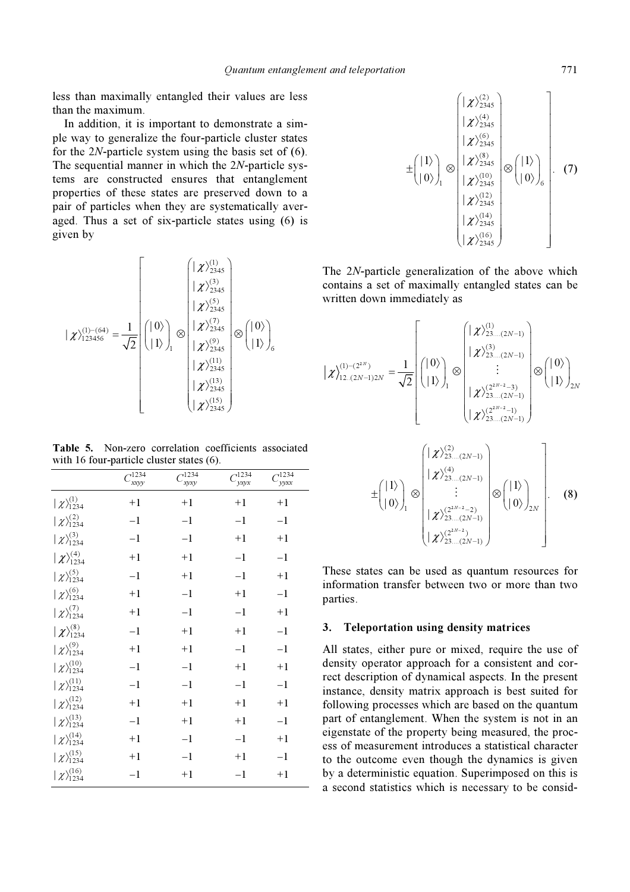less than maximally entangled their values are less than the maximum.

In addition, it is important to demonstrate a simple way to generalize the four-particle cluster states for the 2*N*-particle system using the basis set of (6). The sequential manner in which the 2*N*-particle systems are constructed ensures that entanglement properties of these states are preserved down to a pair of particles when they are systematically averaged. Thus a set of six-particle states using (6) is given by

$$
|\chi\rangle_{123456}^{(1)-(64)} = \frac{1}{\sqrt{2}}\left[\begin{pmatrix}|0\rangle\\|1\rangle\end{pmatrix}_1 \otimes \begin{pmatrix}|\chi\rangle_{2345}^{(1)}\\|\chi\rangle_{2345}^{(3)}\\|\chi\rangle_{2345}^{(5)}\\|\chi\rangle_{2345}^{(7)}\\|\chi\rangle_{2345}^{(9)}\\|\chi\rangle_{2345}^{(11)}\\|\chi\rangle_{2345}^{(13)}\\|\chi\rangle_{2345}^{(15)}\end{pmatrix} \otimes \begin{pmatrix}|0\rangle\\|1\rangle\end{pmatrix}_6 \pm \begin{pmatrix}|1\rangle\\|0\rangle\end{pmatrix}_1 \otimes \begin{pmatrix}|\chi\rangle_{2345}^{(2)}\\|\chi\rangle_{2345}^{(4)}\\|\chi\rangle_{2345}^{(6)}\\|\chi\rangle_{2345}^{(8)}\\|\chi\rangle_{2345}^{(10)}\\|\chi\rangle_{2345}^{(12)}\\|\chi\rangle_{2345}^{(14)}\\|\chi\rangle_{2345}^{(16)}\end{pmatrix} \otimes \begin{pmatrix}|1\rangle\\|0\rangle\end{pmatrix}_6\right]. \quad (7)
$$

**Table 5.** Non-zero correlation coefficients associated with 16 four-particle cluster states (6).

| | $C_{xxyy}^{1234}$ | $C_{xyxy}^{1234}$ | $C_{yxyx}^{1234}$ | $C_{yyxx}^{1234}$ |
|---|---|---|---|---|
| $\|\chi\rangle_{1234}^{(1)}$ | +1 | +1 | +1 | +1 |
| $\|\chi\rangle_{1234}^{(2)}$ | −1 | −1 | −1 | −1 |
| $\|\chi\rangle_{1234}^{(3)}$ | −1 | −1 | +1 | +1 |
| $\|\chi\rangle_{1234}^{(4)}$ | +1 | +1 | −1 | −1 |
| $\|\chi\rangle_{1234}^{(5)}$ | −1 | +1 | −1 | +1 |
| $\|\chi\rangle_{1234}^{(6)}$ | +1 | −1 | +1 | −1 |
| $\|\chi\rangle_{1234}^{(7)}$ | +1 | −1 | −1 | +1 |
| $\|\chi\rangle_{1234}^{(8)}$ | −1 | +1 | +1 | −1 |
| $\|\chi\rangle_{1234}^{(9)}$ | +1 | +1 | −1 | −1 |
| $\|\chi\rangle_{1234}^{(10)}$ | −1 | −1 | +1 | +1 |
| $\|\chi\rangle_{1234}^{(11)}$ | −1 | −1 | −1 | −1 |
| $\|\chi\rangle_{1234}^{(12)}$ | +1 | +1 | +1 | +1 |
| $\|\chi\rangle_{1234}^{(13)}$ | −1 | +1 | +1 | −1 |
| $\|\chi\rangle_{1234}^{(14)}$ | +1 | −1 | −1 | +1 |
| $\|\chi\rangle_{1234}^{(15)}$ | +1 | −1 | +1 | −1 |
| $\|\chi\rangle_{1234}^{(16)}$ | −1 | +1 | −1 | +1 |

The 2*N*-particle generalization of the above which contains a set of maximally entangled states can be written down immediately as

$$
|\chi\rangle_{12..(2N-1)2N}^{(1)-(2^{2N})} = \frac{1}{\sqrt{2}}\left[\begin{pmatrix}|0\rangle\\|1\rangle\end{pmatrix}_1 \otimes \begin{pmatrix}|\chi\rangle_{23....(2N-1)}^{(1)}\\|\chi\rangle_{23....(2N-1)}^{(3)}\\\vdots\\|\chi\rangle_{23....(2N-1)}^{(2^{2N-2}-3)}\\|\chi\rangle_{23....(2N-1)}^{(2^{2N-2}-1)}\end{pmatrix} \otimes \begin{pmatrix}|0\rangle\\|1\rangle\end{pmatrix}_{2N} \pm \begin{pmatrix}|1\rangle\\|0\rangle\end{pmatrix}_1 \otimes \begin{pmatrix}|\chi\rangle_{23....(2N-1)}^{(2)}\\|\chi\rangle_{23....(2N-1)}^{(4)}\\\vdots\\|\chi\rangle_{23....(2N-1)}^{(2^{2N-2}-2)}\\|\chi\rangle_{23....(2N-1)}^{(2^{2N-2})}\end{pmatrix} \otimes \begin{pmatrix}|1\rangle\\|0\rangle\end{pmatrix}_{2N}\right]. \quad (8)
$$

These states can be used as quantum resources for information transfer between two or more than two parties.

## 3. Teleportation using density matrices

All states, either pure or mixed, require the use of density operator approach for a consistent and correct description of dynamical aspects. In the present instance, density matrix approach is best suited for following processes which are based on the quantum part of entanglement. When the system is not in an eigenstate of the property being measured, the process of measurement introduces a statistical character to the outcome even though the dynamics is given by a deterministic equation. Superimposed on this is a second statistics which is necessary to be consid-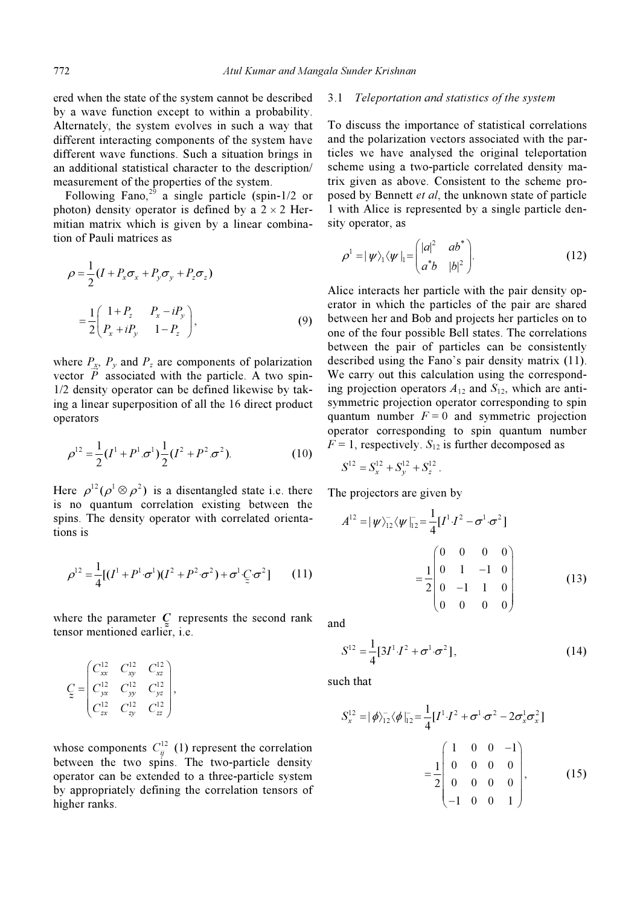ered when the state of the system cannot be described by a wave function except to within a probability. Alternately, the system evolves in such a way that different interacting components of the system have different wave functions. Such a situation brings in an additional statistical character to the description/measurement of the properties of the system.

Following Fano,[29] a single particle (spin-1/2 or photon) density operator is defined by a $2 \times 2$ Hermitian matrix which is given by a linear combination of Pauli matrices as

$$\rho = \frac{1}{2}(I + P_x\sigma_x + P_y\sigma_y + P_z\sigma_z)$$

$$= \frac{1}{2}\begin{pmatrix} 1+P_z & P_x - iP_y \\ P_x + iP_y & 1-P_z \end{pmatrix}, \tag{9}$$

where $P_x$, $P_y$ and $P_z$ are components of polarization vector $\vec{P}$ associated with the particle. A two spin-1/2 density operator can be defined likewise by taking a linear superposition of all the 16 direct product operators

$$\rho^{12} = \frac{1}{2}(I^1 + P^1.\sigma^1)\frac{1}{2}(I^2 + P^2.\sigma^2). \tag{10}$$

Here $\rho^{12}(\rho^1 \otimes \rho^2)$ is a disentangled state i.e. there is no quantum correlation existing between the spins. The density operator with correlated orientations is

$$\rho^{12} = \frac{1}{4}[(I^1 + P^1\cdot\sigma^1)(I^2 + P^2\cdot\sigma^2) + \sigma^1\cdot\underset{\approx}{C}\cdot\sigma^2] \tag{11}$$

where the parameter $\underset{\approx}{C}$ represents the second rank tensor mentioned earlier, i.e.

$$\underset{\approx}{C} = \begin{pmatrix} C_{xx}^{12} & C_{xy}^{12} & C_{xz}^{12} \\ C_{yx}^{12} & C_{yy}^{12} & C_{yz}^{12} \\ C_{zx}^{12} & C_{zy}^{12} & C_{zz}^{12} \end{pmatrix},$$

whose components $C_{ij}^{12}$ (1) represent the correlation between the two spins. The two-particle density operator can be extended to a three-particle system by appropriately defining the correlation tensors of higher ranks.

### 3.1 *Teleportation and statistics of the system*

To discuss the importance of statistical correlations and the polarization vectors associated with the particles we have analysed the original teleportation scheme using a two-particle correlated density matrix given as above. Consistent to the scheme proposed by Bennett *et al*, the unknown state of particle 1 with Alice is represented by a single particle density operator, as

$$\rho^1 = |\psi\rangle_1\langle\psi|_1 = \begin{pmatrix} |a|^2 & ab^* \\ a^*b & |b|^2 \end{pmatrix}. \tag{12}$$

Alice interacts her particle with the pair density operator in which the particles of the pair are shared between her and Bob and projects her particles on to one of the four possible Bell states. The correlations between the pair of particles can be consistently described using the Fano's pair density matrix (11). We carry out this calculation using the corresponding projection operators $A_{12}$ and $S_{12}$, which are anti-symmetric projection operator corresponding to spin quantum number $F = 0$ and symmetric projection operator corresponding to spin quantum number $F = 1$, respectively. $S_{12}$ is further decomposed as

$$S^{12} = S_x^{12} + S_y^{12} + S_z^{12}.$$

The projectors are given by

$$A^{12} = |\psi\rangle_{12}^-\langle\psi|_{12}^- = \frac{1}{4}[I^1\cdot I^2 - \sigma^1\cdot\sigma^2]$$

$$= \frac{1}{2}\begin{pmatrix} 0 & 0 & 0 & 0 \\ 0 & 1 & -1 & 0 \\ 0 & -1 & 1 & 0 \\ 0 & 0 & 0 & 0 \end{pmatrix} \tag{13}$$

and

$$S^{12} = \frac{1}{4}[3I^1\cdot I^2 + \sigma^1\cdot\sigma^2], \tag{14}$$

such that

$$S_x^{12} = |\phi\rangle_{12}^-\langle\phi|_{12}^- = \frac{1}{4}[I^1\cdot I^2 + \sigma^1\cdot\sigma^2 - 2\sigma_x^1\sigma_x^2]$$

$$= \frac{1}{2}\begin{pmatrix} 1 & 0 & 0 & -1 \\ 0 & 0 & 0 & 0 \\ 0 & 0 & 0 & 0 \\ -1 & 0 & 0 & 1 \end{pmatrix}, \tag{15}$$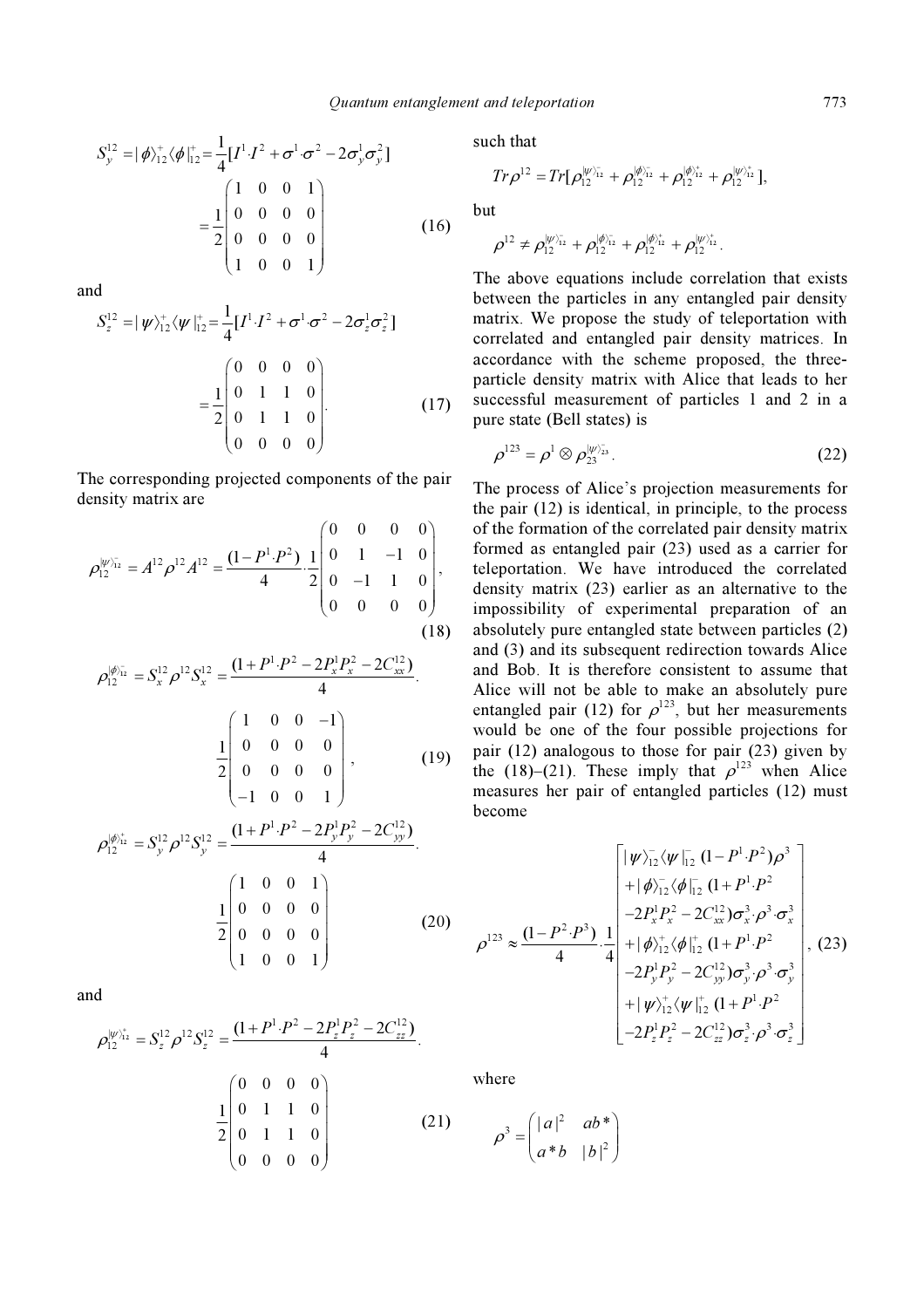$$S_y^{12} = |\phi\rangle_{12}^{+}\langle\phi|_{12}^{+} = \frac{1}{4}[I^1 \cdot I^2 + \sigma^1 \cdot \sigma^2 - 2\sigma_y^1\sigma_y^2]$$

$$= \frac{1}{2}\begin{pmatrix} 1 & 0 & 0 & 1 \\ 0 & 0 & 0 & 0 \\ 0 & 0 & 0 & 0 \\ 1 & 0 & 0 & 1 \end{pmatrix} \quad (16)$$

and

$$S_z^{12} = |\psi\rangle_{12}^{+}\langle\psi|_{12}^{+} = \frac{1}{4}[I^1 \cdot I^2 + \sigma^1 \cdot \sigma^2 - 2\sigma_z^1\sigma_z^2]$$

$$= \frac{1}{2}\begin{pmatrix} 0 & 0 & 0 & 0 \\ 0 & 1 & 1 & 0 \\ 0 & 1 & 1 & 0 \\ 0 & 0 & 0 & 0 \end{pmatrix}. \quad (17)$$

The corresponding projected components of the pair density matrix are

$$\rho_{12}^{|\psi\rangle_{12}^{-}} = A^{12}\rho^{12}A^{12} = \frac{(1-P^1 \cdot P^2)}{4} \cdot \frac{1}{2}\begin{pmatrix} 0 & 0 & 0 & 0 \\ 0 & 1 & -1 & 0 \\ 0 & -1 & 1 & 0 \\ 0 & 0 & 0 & 0 \end{pmatrix}, \quad (18)$$

$$\rho_{12}^{|\phi\rangle_{12}^{-}} = S_x^{12}\rho^{12}S_x^{12} = \frac{(1+P^1 \cdot P^2 - 2P_x^1P_x^2 - 2C_{xx}^{12})}{4}.$$

$$\frac{1}{2}\begin{pmatrix} 1 & 0 & 0 & -1 \\ 0 & 0 & 0 & 0 \\ 0 & 0 & 0 & 0 \\ -1 & 0 & 0 & 1 \end{pmatrix}, \quad (19)$$

$$\rho_{12}^{|\phi\rangle_{12}^{+}} = S_y^{12}\rho^{12}S_y^{12} = \frac{(1+P^1 \cdot P^2 - 2P_y^1P_y^2 - 2C_{yy}^{12})}{4}.$$

$$\frac{1}{2}\begin{pmatrix} 1 & 0 & 0 & 1 \\ 0 & 0 & 0 & 0 \\ 0 & 0 & 0 & 0 \\ 1 & 0 & 0 & 1 \end{pmatrix} \quad (20)$$

and

$$\rho_{12}^{|\psi\rangle_{12}^{+}} = S_z^{12}\rho^{12}S_z^{12} = \frac{(1+P^1 \cdot P^2 - 2P_z^1P_z^2 - 2C_{zz}^{12})}{4}.$$

$$\frac{1}{2}\begin{pmatrix} 0 & 0 & 0 & 0 \\ 0 & 1 & 1 & 0 \\ 0 & 1 & 1 & 0 \\ 0 & 0 & 0 & 0 \end{pmatrix} \quad (21)$$

such that

$$Tr\rho^{12} = Tr[\rho_{12}^{|\psi\rangle_{12}^{-}} + \rho_{12}^{|\phi\rangle_{12}^{-}} + \rho_{12}^{|\phi\rangle_{12}^{+}} + \rho_{12}^{|\psi\rangle_{12}^{+}}],$$

but

$$\rho^{12} \neq \rho_{12}^{|\psi\rangle_{12}^{-}} + \rho_{12}^{|\phi\rangle_{12}^{-}} + \rho_{12}^{|\phi\rangle_{12}^{+}} + \rho_{12}^{|\psi\rangle_{12}^{+}}.$$

The above equations include correlation that exists between the particles in any entangled pair density matrix. We propose the study of teleportation with correlated and entangled pair density matrices. In accordance with the scheme proposed, the three-particle density matrix with Alice that leads to her successful measurement of particles 1 and 2 in a pure state (Bell states) is

$$\rho^{123} = \rho^1 \otimes \rho_{23}^{|\psi\rangle_{23}^{-}}. \quad (22)$$

The process of Alice's projection measurements for the pair (12) is identical, in principle, to the process of the formation of the correlated pair density matrix formed as entangled pair (23) used as a carrier for teleportation. We have introduced the correlated density matrix (23) earlier as an alternative to the impossibility of experimental preparation of an absolutely pure entangled state between particles (2) and (3) and its subsequent redirection towards Alice and Bob. It is therefore consistent to assume that Alice will not be able to make an absolutely pure entangled pair (12) for $\rho^{123}$, but her measurements would be one of the four possible projections for pair (12) analogous to those for pair (23) given by the (18)–(21). These imply that $\rho^{123}$ when Alice measures her pair of entangled particles (12) must become

$$\rho^{123} \approx \frac{(1-P^2 \cdot P^3)}{4} \cdot \frac{1}{4}\begin{bmatrix} |\psi\rangle_{12}^{-}\langle\psi|_{12}^{-}(1-P^1 \cdot P^2)\rho^3 \\ +|\phi\rangle_{12}^{-}\langle\phi|_{12}^{-}(1+P^1 \cdot P^2 \\ -2P_x^1P_x^2 - 2C_{xx}^{12})\sigma_x^3 \cdot \rho^3 \cdot \sigma_x^3 \\ +|\phi\rangle_{12}^{+}\langle\phi|_{12}^{+}(1+P^1 \cdot P^2 \\ -2P_y^1P_y^2 - 2C_{yy}^{12})\sigma_y^3 \cdot \rho^3 \cdot \sigma_y^3 \\ +|\psi\rangle_{12}^{+}\langle\psi|_{12}^{+}(1+P^1 \cdot P^2 \\ -2P_z^1P_z^2 - 2C_{zz}^{12})\sigma_z^3 \cdot \rho^3 \cdot \sigma_z^3 \end{bmatrix}, \quad (23)$$

where

$$\rho^3 = \begin{pmatrix} |a|^2 & ab^* \\ a^*b & |b|^2 \end{pmatrix}$$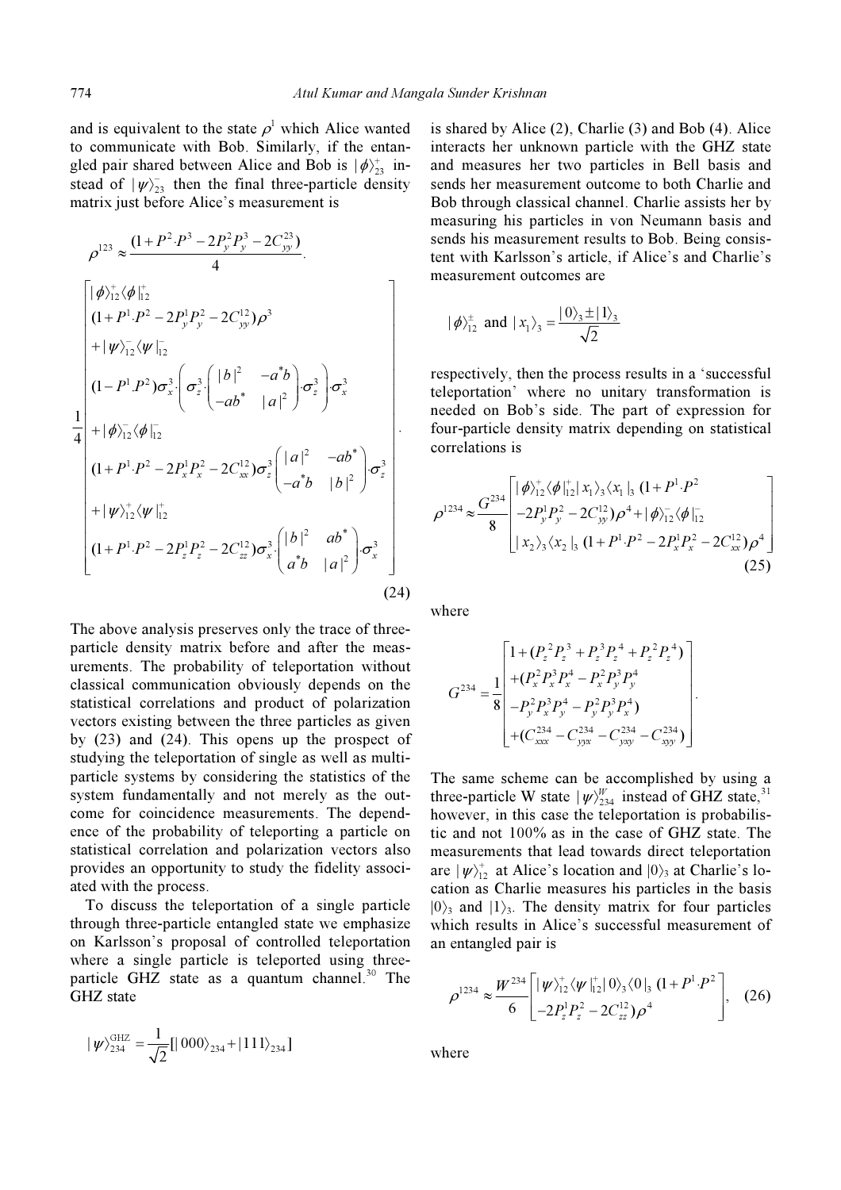and is equivalent to the state $\rho^1$ which Alice wanted to communicate with Bob. Similarly, if the entangled pair shared between Alice and Bob is $|\phi\rangle_{23}^{+}$ instead of $|\psi\rangle_{23}^{-}$ then the final three-particle density matrix just before Alice's measurement is

$$\rho^{123} \approx \frac{(1+P^2 \cdot P^3 - 2P_y^2 P_y^3 - 2C_{yy}^{23})}{4} \cdot \frac{1}{4}\begin{bmatrix} |\phi\rangle_{12}^{+}\langle\phi|_{12}^{+} \\ (1+P^1 \cdot P^2 - 2P_y^1 P_y^2 - 2C_{yy}^{12})\rho^3 \\ +|\psi\rangle_{12}^{-}\langle\psi|_{12}^{-} \\ (1-P^1 \cdot P^2)\sigma_x^3 \cdot \left(\sigma_z^3 \cdot \begin{pmatrix} |b|^2 & -a^*b \\ -ab^* & |a|^2 \end{pmatrix} \cdot \sigma_z^3\right) \cdot \sigma_x^3 \\ +|\phi\rangle_{12}^{-}\langle\phi|_{12}^{-} \\ (1+P^1 \cdot P^2 - 2P_x^1 P_x^2 - 2C_{xx}^{12})\sigma_z^3 \begin{pmatrix} |a|^2 & -ab^* \\ -a^*b & |b|^2 \end{pmatrix} \cdot \sigma_z^3 \\ +|\psi\rangle_{12}^{+}\langle\psi|_{12}^{+} \\ (1+P^1 \cdot P^2 - 2P_z^1 P_z^2 - 2C_{zz}^{12})\sigma_x^3 \cdot \begin{pmatrix} |b|^2 & ab^* \\ a^*b & |a|^2 \end{pmatrix} \cdot \sigma_x^3 \end{bmatrix} \tag{24}$$

The above analysis preserves only the trace of three-particle density matrix before and after the measurements. The probability of teleportation without classical communication obviously depends on the statistical correlations and product of polarization vectors existing between the three particles as given by (23) and (24). This opens up the prospect of studying the teleportation of single as well as multi-particle systems by considering the statistics of the system fundamentally and not merely as the outcome for coincidence measurements. The dependence of the probability of teleporting a particle on statistical correlation and polarization vectors also provides an opportunity to study the fidelity associated with the process.

To discuss the teleportation of a single particle through three-particle entangled state we emphasize on Karlsson's proposal of controlled teleportation where a single particle is teleported using three-particle GHZ state as a quantum channel.[30] The GHZ state

$$|\psi\rangle_{234}^{\text{GHZ}} = \frac{1}{\sqrt{2}}[|000\rangle_{234} + |111\rangle_{234}]$$

is shared by Alice (2), Charlie (3) and Bob (4). Alice interacts her unknown particle with the GHZ state and measures her two particles in Bell basis and sends her measurement outcome to both Charlie and Bob through classical channel. Charlie assists her by measuring his particles in von Neumann basis and sends his measurement results to Bob. Being consistent with Karlsson's article, if Alice's and Charlie's measurement outcomes are

$$|\phi\rangle_{12}^{\pm} \text{ and } |x_1\rangle_3 = \frac{|0\rangle_3 \pm |1\rangle_3}{\sqrt{2}}$$

respectively, then the process results in a 'successful teleportation' where no unitary transformation is needed on Bob's side. The part of expression for four-particle density matrix depending on statistical correlations is

$$\rho^{1234} \approx \frac{G^{234}}{8}\begin{bmatrix} |\phi\rangle_{12}^{+}\langle\phi|_{12}^{+}|x_1\rangle_3\langle x_1|_3 (1+P^1 \cdot P^2 \\ -2P_y^1 P_y^2 - 2C_{yy}^{12})\rho^4 + |\phi\rangle_{12}^{-}\langle\phi|_{12}^{-} \\ |x_2\rangle_3\langle x_2|_3 (1+P^1 \cdot P^2 - 2P_x^1 P_x^2 - 2C_{xx}^{12})\rho^4 \end{bmatrix} \tag{25}$$

where

$$G^{234} = \frac{1}{8}\begin{bmatrix} 1+(P_z^2 P_z^3 + P_z^3 P_z^4 + P_z^2 P_z^4) \\ +(P_x^2 P_x^3 P_x^4 - P_x^2 P_y^3 P_y^4 \\ -P_y^2 P_x^3 P_y^4 - P_y^2 P_y^3 P_x^4) \\ +(C_{xxx}^{234} - C_{yyx}^{234} - C_{yxy}^{234} - C_{xyy}^{234}) \end{bmatrix}.$$

The same scheme can be accomplished by using a three-particle W state $|\psi\rangle_{234}^{W}$ instead of GHZ state,[31] however, in this case the teleportation is probabilistic and not 100% as in the case of GHZ state. The measurements that lead towards direct teleportation are $|\psi\rangle_{12}^{+}$ at Alice's location and $|0\rangle_3$ at Charlie's location as Charlie measures his particles in the basis $|0\rangle_3$ and $|1\rangle_3$. The density matrix for four particles which results in Alice's successful measurement of an entangled pair is

$$\rho^{1234} \approx \frac{W^{234}}{6}\begin{bmatrix} |\psi\rangle_{12}^{+}\langle\psi|_{12}^{+}|0\rangle_3\langle 0|_3 (1+P^1 \cdot P^2 \\ -2P_z^1 P_z^2 - 2C_{zz}^{12})\rho^4 \end{bmatrix}, \tag{26}$$

where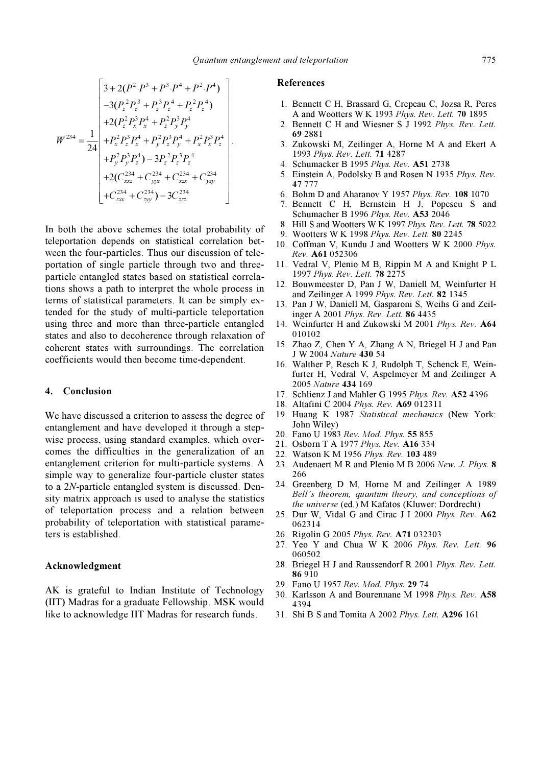$$
W^{234} = \frac{1}{24}\begin{bmatrix} 3 + 2(P^2 \cdot P^3 + P^3 \cdot P^4 + P^2 \cdot P^4) \\ -3(P_z^2 P_z^3 + P_z^3 P_z^4 + P_z^2 P_z^4) \\ +2(P_z^2 P_x^3 P_x^4 + P_z^2 P_y^3 P_y^4 \\ +P_x^2 P_z^3 P_x^4 + P_y^2 P_z^3 P_y^4 + P_x^2 P_x^3 P_z^4 \\ +P_y^2 P_y^3 P_z^4) - 3P_z^2 P_z^3 P_z^4 \\ +2(C_{xxz}^{234} + C_{yyz}^{234} + C_{xzx}^{234} + C_{yzy}^{234} \\ +C_{zxx}^{234} + C_{zyy}^{234}) - 3C_{zzz}^{234} \end{bmatrix}.
$$

In both the above schemes the total probability of teleportation depends on statistical correlation between the four-particles. Thus our discussion of teleportation of single particle through two and three-particle entangled states based on statistical correlations shows a path to interpret the whole process in terms of statistical parameters. It can be simply extended for the study of multi-particle teleportation using three and more than three-particle entangled states and also to decoherence through relaxation of coherent states with surroundings. The correlation coefficients would then become time-dependent.

## 4. Conclusion

We have discussed a criterion to assess the degree of entanglement and have developed it through a stepwise process, using standard examples, which overcomes the difficulties in the generalization of an entanglement criterion for multi-particle systems. A simple way to generalize four-particle cluster states to a $2N$-particle entangled system is discussed. Density matrix approach is used to analyse the statistics of teleportation process and a relation between probability of teleportation with statistical parameters is established.

## Acknowledgment

AK is grateful to Indian Institute of Technology (IIT) Madras for a graduate Fellowship. MSK would like to acknowledge IIT Madras for research funds.

## References

1. Bennett C H, Brassard G, Crepeau C, Jozsa R, Peres A and Wootters W K 1993 *Phys. Rev. Lett.* **70** 1895
2. Bennett C H and Wiesner S J 1992 *Phys. Rev. Lett.* **69** 2881
3. Zukowski M, Zeilinger A, Horne M A and Ekert A 1993 *Phys. Rev. Lett.* **71** 4287
4. Schumacker B 1995 *Phys. Rev.* **A51** 2738
5. Einstein A, Podolsky B and Rosen N 1935 *Phys. Rev.* **47** 777
6. Bohm D and Aharanov Y 1957 *Phys. Rev.* **108** 1070
7. Bennett C H, Bernstein H J, Popescu S and Schumacher B 1996 *Phys. Rev.* **A53** 2046
8. Hill S and Wootters W K 1997 *Phys. Rev. Lett.* **78** 5022
9. Wootters W K 1998 *Phys. Rev. Lett.* **80** 2245
10. Coffman V, Kundu J and Wootters W K 2000 *Phys. Rev.* **A61** 052306
11. Vedral V, Plenio M B, Rippin M A and Knight P L 1997 *Phys. Rev. Lett.* **78** 2275
12. Bouwmeester D, Pan J W, Daniell M, Weinfurter H and Zeilinger A 1999 *Phys. Rev. Lett.* **82** 1345
13. Pan J W, Daniell M, Gasparoni S, Weihs G and Zeilinger A 2001 *Phys. Rev. Lett.* **86** 4435
14. Weinfurter H and Zukowski M 2001 *Phys. Rev.* **A64** 010102
15. Zhao Z, Chen Y A, Zhang A N, Briegel H J and Pan J W 2004 *Nature* **430** 54
16. Walther P, Resch K J, Rudolph T, Schenck E, Weinfurter H, Vedral V, Aspelmeyer M and Zeilinger A 2005 *Nature* **434** 169
17. Schlienz J and Mahler G 1995 *Phys. Rev.* **A52** 4396
18. Altafini C 2004 *Phys. Rev.* **A69** 012311
19. Huang K 1987 *Statistical mechanics* (New York: John Wiley)
20. Fano U 1983 *Rev. Mod. Phys.* **55** 855
21. Osborn T A 1977 *Phys. Rev.* **A16** 334
22. Watson K M 1956 *Phys. Rev.* **103** 489
23. Audenaert M R and Plenio M B 2006 *New. J. Phys.* **8** 266
24. Greenberg D M, Horne M and Zeilinger A 1989 *Bell's theorem, quantum theory, and conceptions of the universe* (ed.) M Kafatos (Kluwer: Dordrecht)
25. Dur W, Vidal G and Cirac J I 2000 *Phys. Rev.* **A62** 062314
26. Rigolin G 2005 *Phys. Rev.* **A71** 032303
27. Yeo Y and Chua W K 2006 *Phys. Rev. Lett.* **96** 060502
28. Briegel H J and Raussendorf R 2001 *Phys. Rev. Lett.* **86** 910
29. Fano U 1957 *Rev. Mod. Phys.* **29** 74
30. Karlsson A and Bourennane M 1998 *Phys. Rev.* **A58** 4394
31. Shi B S and Tomita A 2002 *Phys. Lett.* **A296** 161